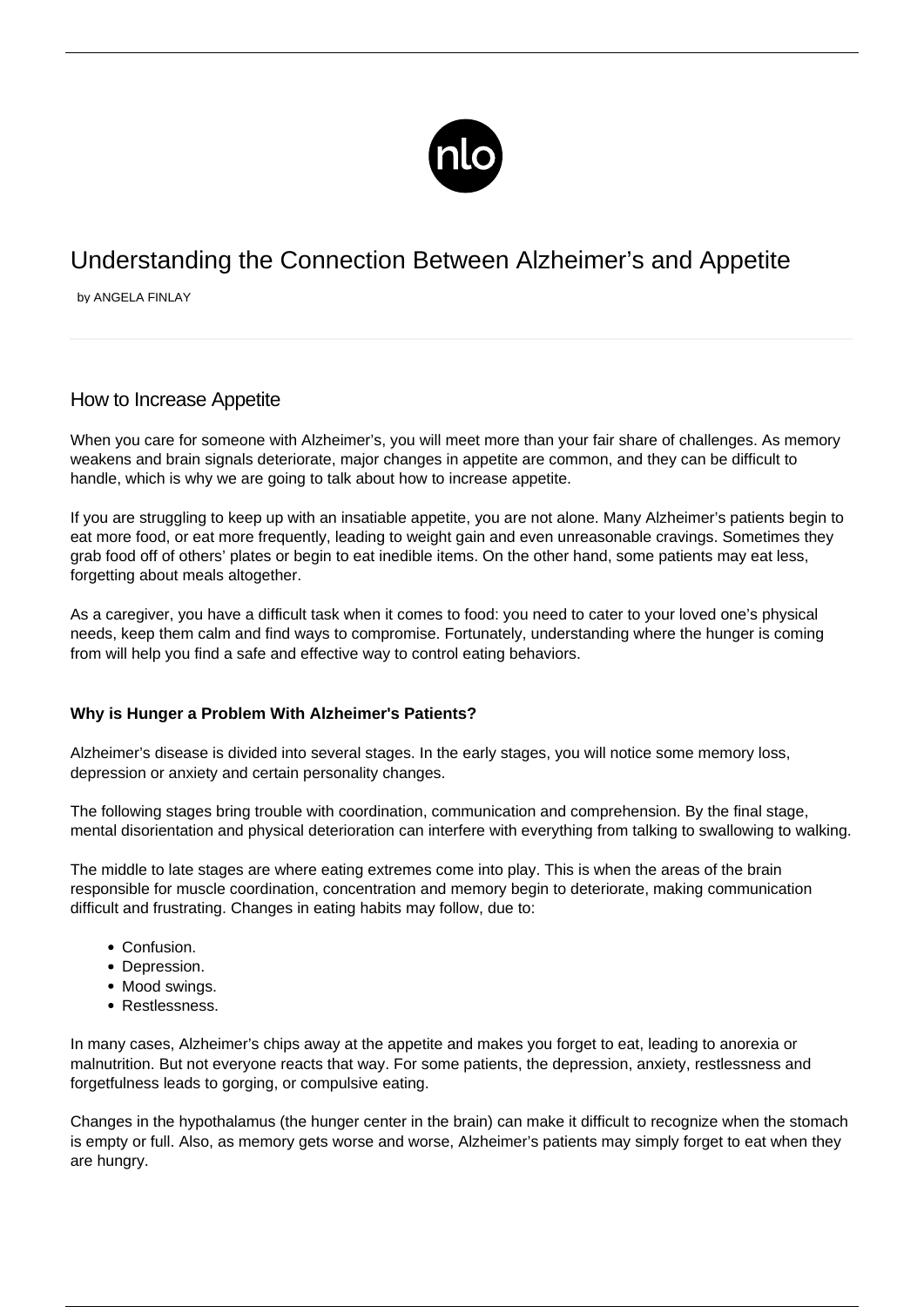# Understanding the Connection Between Alzheimer’s and Appetite

by ANGELA FINLAY

## How to Increase Appetite

When you care for someone with Alzheimer’s, you will meet more than your fair share of challenges. As memory weakens and brain signals deteriorate, major changes in appetite are common, and they can be difficult to handle, which is why we are going to talk about how to increase appetite.

If you are struggling to keep up with an insatiable appetite, you are not alone. Many Alzheimer’s patients begin to eat more food, or eat more frequently, leading to weight gain and even unreasonable cravings. Sometimes they grab food off of others’ plates or begin to eat inedible items. On the other hand, some patients may eat less, forgetting about meals altogether.

As a caregiver, you have a difficult task when it comes to food: you need to cater to your loved one’s physical needs, keep them calm and find ways to compromise. Fortunately, understanding where the hunger is coming from will help you find a safe and effective way to control eating behaviors.

### Why is Hunger a Problem With Alzheimer's Patients?

Alzheimer’s disease is divided into several stages. In the early stages, you will notice some memory loss, depression or anxiety and certain personality changes.

The following stages bring trouble with coordination, communication and comprehension. By the final stage, mental disorientation and physical deterioration can interfere with everything from talking to swallowing to walking.

The middle to late stages are where eating extremes come into play. This is when the areas of the brain responsible for muscle coordination, concentration and memory begin to deteriorate, making communication difficult and frustrating. Changes in eating habits may follow, due to:

- Confusion.
- Depression.
- Mood swings.
- Restlessness.

In many cases, Alzheimer’s chips away at the appetite and makes you forget to eat, leading to anorexia or malnutrition. But not everyone reacts that way. For some patients, the depression, anxiety, restlessness and forgetfulness leads to gorging, or compulsive eating.

Changes in the hypothalamus (the hunger center in the brain) can make it difficult to recognize when the stomach is empty or full. Also, as memory gets worse and worse, Alzheimer’s patients may simply forget to eat when they are hungry.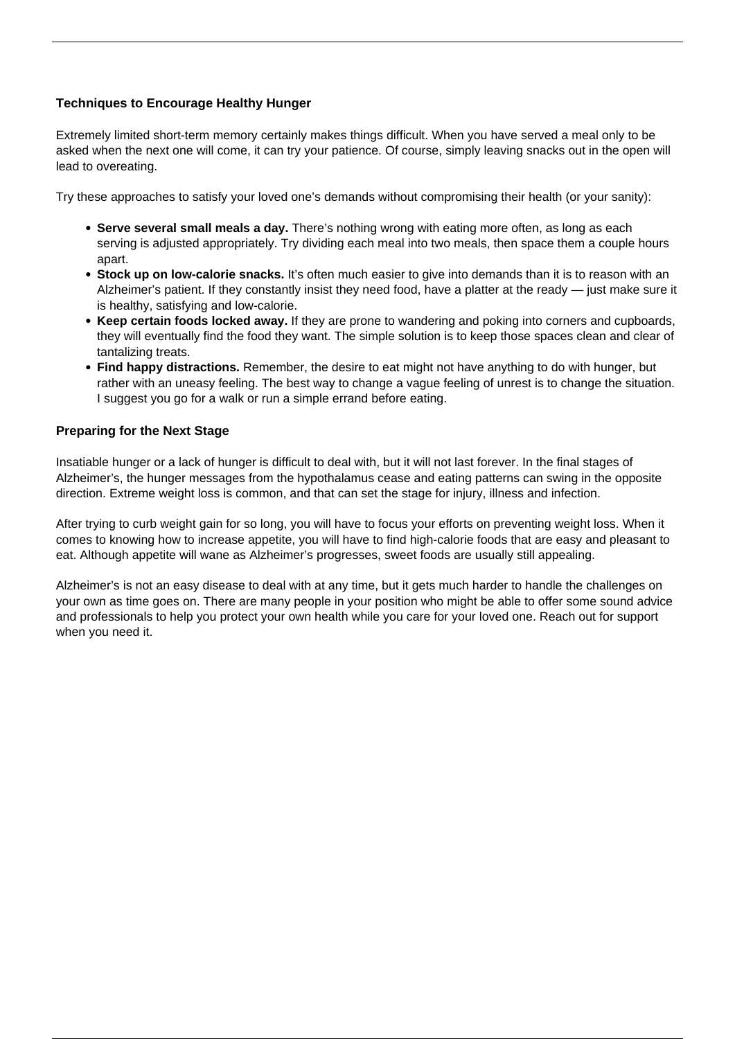### Techniques to Encourage Healthy Hunger

Extremely limited short-term memory certainly makes things difficult. When you have served a meal only to be asked when the next one will come, it can try your patience. Of course, simply leaving snacks out in the open will lead to overeating.

Try these approaches to satisfy your loved one's demands without compromising their health (or your sanity):

- **Serve several small meals a day.** There's nothing wrong with eating more often, as long as each serving is adjusted appropriately. Try dividing each meal into two meals, then space them a couple hours apart.
- **Stock up on low-calorie snacks.** It's often much easier to give into demands than it is to reason with an Alzheimer's patient. If they constantly insist they need food, have a platter at the ready — just make sure it is healthy, satisfying and low-calorie.
- **Keep certain foods locked away.** If they are prone to wandering and poking into corners and cupboards, they will eventually find the food they want. The simple solution is to keep those spaces clean and clear of tantalizing treats.
- **Find happy distractions.** Remember, the desire to eat might not have anything to do with hunger, but rather with an uneasy feeling. The best way to change a vague feeling of unrest is to change the situation. I suggest you go for a walk or run a simple errand before eating.

### Preparing for the Next Stage

Insatiable hunger or a lack of hunger is difficult to deal with, but it will not last forever. In the final stages of Alzheimer's, the hunger messages from the hypothalamus cease and eating patterns can swing in the opposite direction. Extreme weight loss is common, and that can set the stage for injury, illness and infection.

After trying to curb weight gain for so long, you will have to focus your efforts on preventing weight loss. When it comes to knowing how to increase appetite, you will have to find high-calorie foods that are easy and pleasant to eat. Although appetite will wane as Alzheimer's progresses, sweet foods are usually still appealing.

Alzheimer's is not an easy disease to deal with at any time, but it gets much harder to handle the challenges on your own as time goes on. There are many people in your position who might be able to offer some sound advice and professionals to help you protect your own health while you care for your loved one. Reach out for support when you need it.